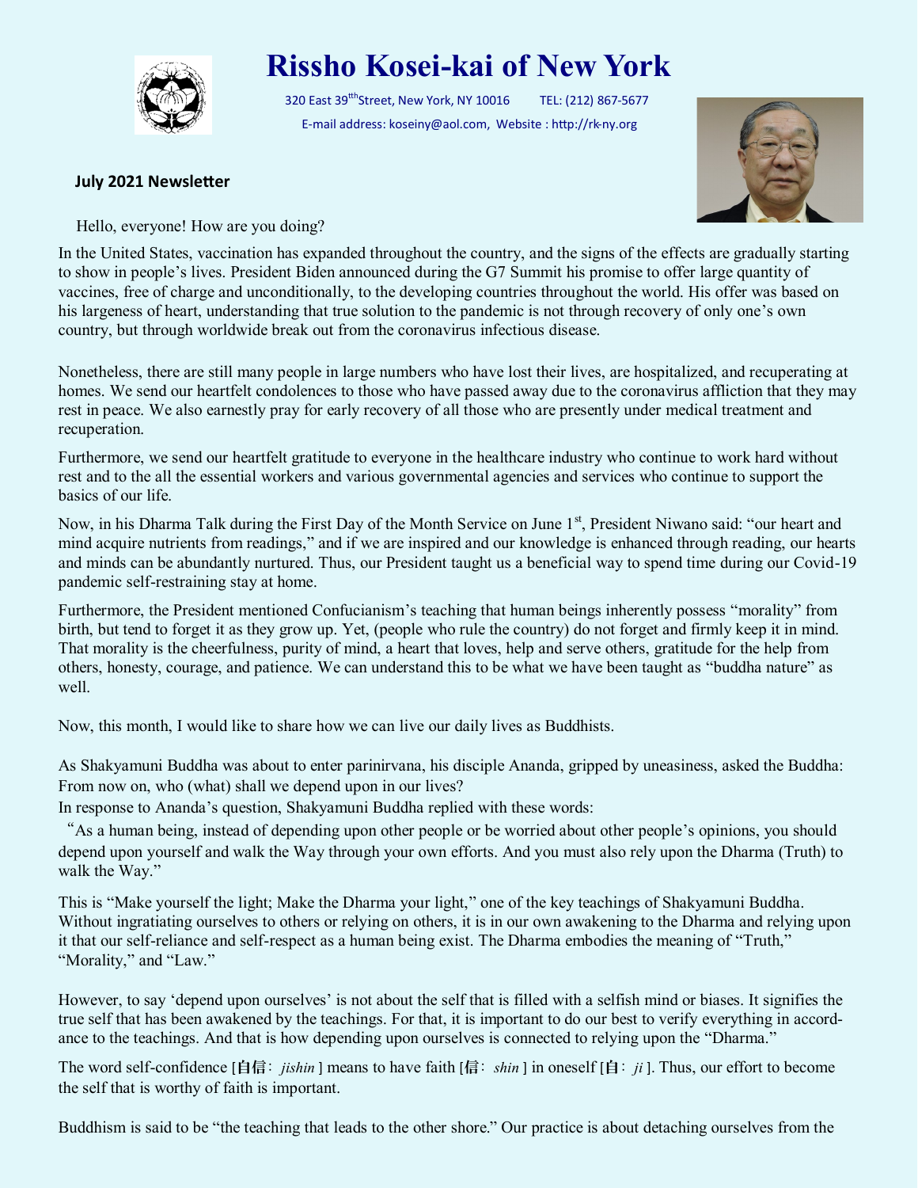# Rissho Kosei-kai of New York

320 East 39[tth] Street, New York, NY 10016 TEL: (212) 867-5677

E-mail address: koseiny@aol.com, Website : http://rk-ny.org

**July 2021 Newsletter**

Hello, everyone! How are you doing?

In the United States, vaccination has expanded throughout the country, and the signs of the effects are gradually starting to show in people's lives. President Biden announced during the G7 Summit his promise to offer large quantity of vaccines, free of charge and unconditionally, to the developing countries throughout the world. His offer was based on his largeness of heart, understanding that true solution to the pandemic is not through recovery of only one's own country, but through worldwide break out from the coronavirus infectious disease.

Nonetheless, there are still many people in large numbers who have lost their lives, are hospitalized, and recuperating at homes. We send our heartfelt condolences to those who have passed away due to the coronavirus affliction that they may rest in peace. We also earnestly pray for early recovery of all those who are presently under medical treatment and recuperation.

Furthermore, we send our heartfelt gratitude to everyone in the healthcare industry who continue to work hard without rest and to the all the essential workers and various governmental agencies and services who continue to support the basics of our life.

Now, in his Dharma Talk during the First Day of the Month Service on June 1[st], President Niwano said: "our heart and mind acquire nutrients from readings," and if we are inspired and our knowledge is enhanced through reading, our hearts and minds can be abundantly nurtured. Thus, our President taught us a beneficial way to spend time during our Covid-19 pandemic self-restraining stay at home.

Furthermore, the President mentioned Confucianism's teaching that human beings inherently possess "morality" from birth, but tend to forget it as they grow up. Yet, (people who rule the country) do not forget and firmly keep it in mind. That morality is the cheerfulness, purity of mind, a heart that loves, help and serve others, gratitude for the help from others, honesty, courage, and patience. We can understand this to be what we have been taught as "buddha nature" as well.

Now, this month, I would like to share how we can live our daily lives as Buddhists.

As Shakyamuni Buddha was about to enter parinirvana, his disciple Ananda, gripped by uneasiness, asked the Buddha: From now on, who (what) shall we depend upon in our lives?

In response to Ananda's question, Shakyamuni Buddha replied with these words:

"As a human being, instead of depending upon other people or be worried about other people's opinions, you should depend upon yourself and walk the Way through your own efforts. And you must also rely upon the Dharma (Truth) to walk the Way."

This is "Make yourself the light; Make the Dharma your light," one of the key teachings of Shakyamuni Buddha. Without ingratiating ourselves to others or relying on others, it is in our own awakening to the Dharma and relying upon it that our self-reliance and self-respect as a human being exist. The Dharma embodies the meaning of "Truth," "Morality," and "Law."

However, to say 'depend upon ourselves' is not about the self that is filled with a selfish mind or biases. It signifies the true self that has been awakened by the teachings. For that, it is important to do our best to verify everything in accordance to the teachings. And that is how depending upon ourselves is connected to relying upon the "Dharma."

The word self-confidence [**自信**: *jishin* ] means to have faith [**信**: *shin* ] in oneself [**自**: *ji* ]. Thus, our effort to become the self that is worthy of faith is important.

Buddhism is said to be "the teaching that leads to the other shore." Our practice is about detaching ourselves from the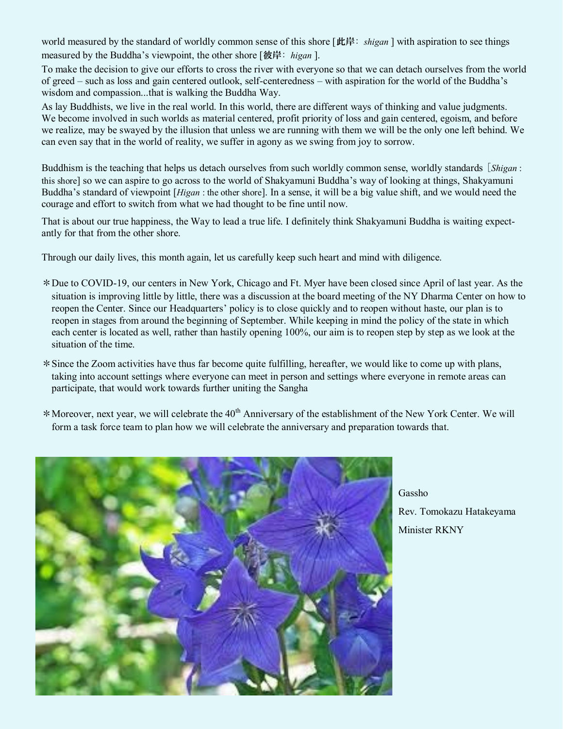world measured by the standard of worldly common sense of this shore [**此岸**: *shigan* ] with aspiration to see things measured by the Buddha's viewpoint, the other shore [**彼岸**: *higan* ].

To make the decision to give our efforts to cross the river with everyone so that we can detach ourselves from the world of greed – such as loss and gain centered outlook, self-centeredness – with aspiration for the world of the Buddha's wisdom and compassion...that is walking the Buddha Way.

As lay Buddhists, we live in the real world. In this world, there are different ways of thinking and value judgments. We become involved in such worlds as material centered, profit priority of loss and gain centered, egoism, and before we realize, may be swayed by the illusion that unless we are running with them we will be the only one left behind. We can even say that in the world of reality, we suffer in agony as we swing from joy to sorrow.

Buddhism is the teaching that helps us detach ourselves from such worldly common sense, worldly standards［*Shigan* : this shore] so we can aspire to go across to the world of Shakyamuni Buddha's way of looking at things, Shakyamuni Buddha's standard of viewpoint [*Higan* : the other shore]. In a sense, it will be a big value shift, and we would need the courage and effort to switch from what we had thought to be fine until now.

That is about our true happiness, the Way to lead a true life. I definitely think Shakyamuni Buddha is waiting expectantly for that from the other shore.

Through our daily lives, this month again, let us carefully keep such heart and mind with diligence.

＊Due to COVID-19, our centers in New York, Chicago and Ft. Myer have been closed since April of last year. As the situation is improving little by little, there was a discussion at the board meeting of the NY Dharma Center on how to reopen the Center. Since our Headquarters' policy is to close quickly and to reopen without haste, our plan is to reopen in stages from around the beginning of September. While keeping in mind the policy of the state in which each center is located as well, rather than hastily opening 100%, our aim is to reopen step by step as we look at the situation of the time.

＊Since the Zoom activities have thus far become quite fulfilling, hereafter, we would like to come up with plans, taking into account settings where everyone can meet in person and settings where everyone in remote areas can participate, that would work towards further uniting the Sangha

＊Moreover, next year, we will celebrate the 40th Anniversary of the establishment of the New York Center. We will form a task force team to plan how we will celebrate the anniversary and preparation towards that.

Gassho

Rev. Tomokazu Hatakeyama

Minister RKNY